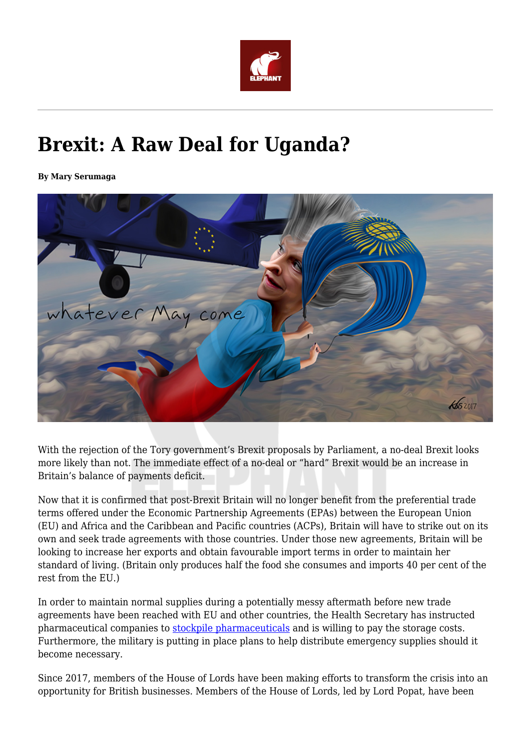# Brexit: A Raw Deal for Uganda?

**By Mary Serumaga**

With the rejection of the Tory government's Brexit proposals by Parliament, a no-deal Brexit looks more likely than not. The immediate effect of a no-deal or "hard" Brexit would be an increase in Britain's balance of payments deficit.

Now that it is confirmed that post-Brexit Britain will no longer benefit from the preferential trade terms offered under the Economic Partnership Agreements (EPAs) between the European Union (EU) and Africa and the Caribbean and Pacific countries (ACPs), Britain will have to strike out on its own and seek trade agreements with those countries. Under those new agreements, Britain will be looking to increase her exports and obtain favourable import terms in order to maintain her standard of living. (Britain only produces half the food she consumes and imports 40 per cent of the rest from the EU.)

In order to maintain normal supplies during a potentially messy aftermath before new trade agreements have been reached with EU and other countries, the Health Secretary has instructed pharmaceutical companies to stockpile pharmaceuticals and is willing to pay the storage costs. Furthermore, the military is putting in place plans to help distribute emergency supplies should it become necessary.

Since 2017, members of the House of Lords have been making efforts to transform the crisis into an opportunity for British businesses. Members of the House of Lords, led by Lord Popat, have been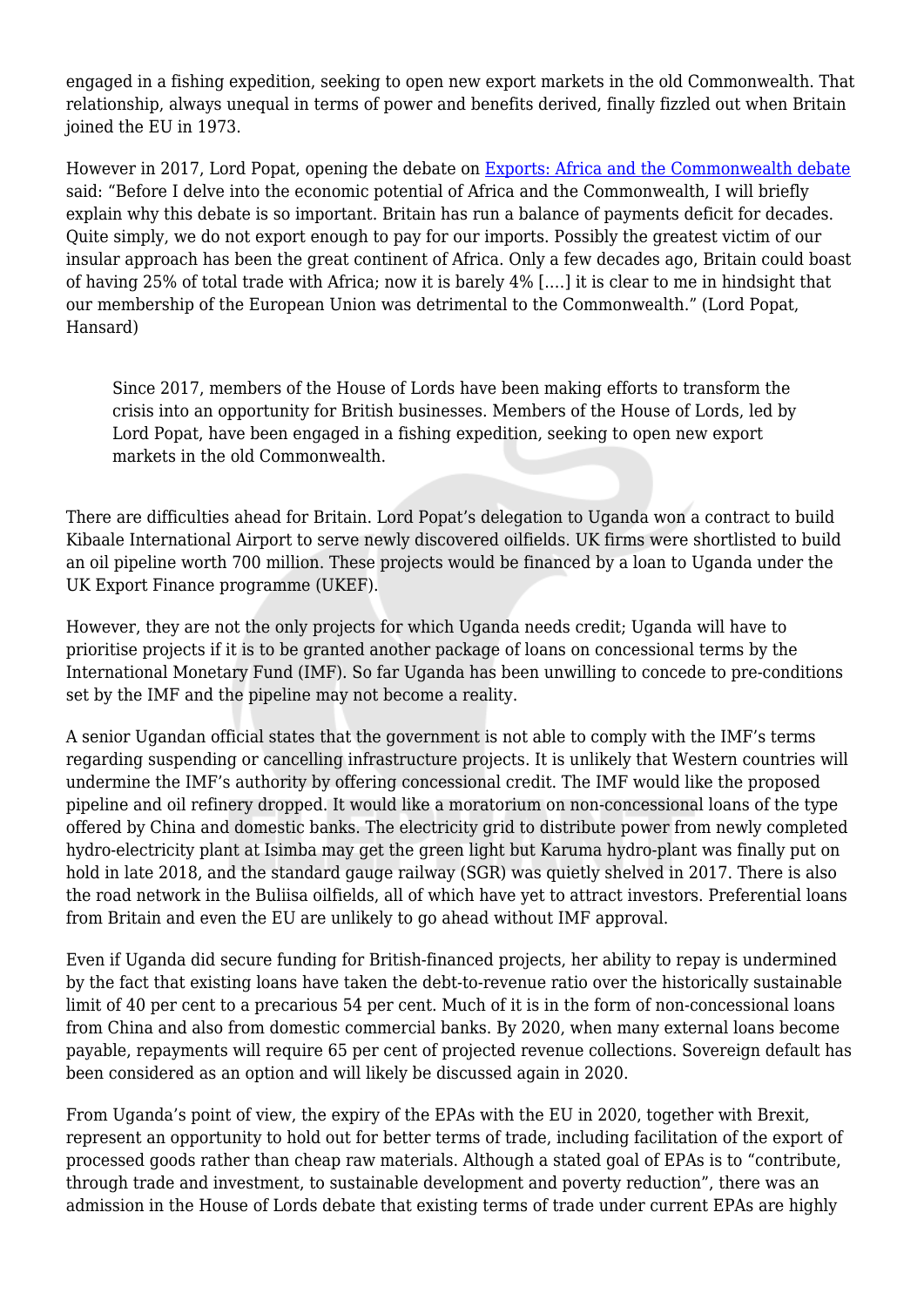engaged in a fishing expedition, seeking to open new export markets in the old Commonwealth. That relationship, always unequal in terms of power and benefits derived, finally fizzled out when Britain joined the EU in 1973.

However in 2017, Lord Popat, opening the debate on [Exports: Africa and the Commonwealth debate] said: "Before I delve into the economic potential of Africa and the Commonwealth, I will briefly explain why this debate is so important. Britain has run a balance of payments deficit for decades. Quite simply, we do not export enough to pay for our imports. Possibly the greatest victim of our insular approach has been the great continent of Africa. Only a few decades ago, Britain could boast of having 25% of total trade with Africa; now it is barely 4% [....] it is clear to me in hindsight that our membership of the European Union was detrimental to the Commonwealth." (Lord Popat, Hansard)

> Since 2017, members of the House of Lords have been making efforts to transform the crisis into an opportunity for British businesses. Members of the House of Lords, led by Lord Popat, have been engaged in a fishing expedition, seeking to open new export markets in the old Commonwealth.

There are difficulties ahead for Britain. Lord Popat's delegation to Uganda won a contract to build Kibaale International Airport to serve newly discovered oilfields. UK firms were shortlisted to build an oil pipeline worth 700 million. These projects would be financed by a loan to Uganda under the UK Export Finance programme (UKEF).

However, they are not the only projects for which Uganda needs credit; Uganda will have to prioritise projects if it is to be granted another package of loans on concessional terms by the International Monetary Fund (IMF). So far Uganda has been unwilling to concede to pre-conditions set by the IMF and the pipeline may not become a reality.

A senior Ugandan official states that the government is not able to comply with the IMF's terms regarding suspending or cancelling infrastructure projects. It is unlikely that Western countries will undermine the IMF's authority by offering concessional credit. The IMF would like the proposed pipeline and oil refinery dropped. It would like a moratorium on non-concessional loans of the type offered by China and domestic banks. The electricity grid to distribute power from newly completed hydro-electricity plant at Isimba may get the green light but Karuma hydro-plant was finally put on hold in late 2018, and the standard gauge railway (SGR) was quietly shelved in 2017. There is also the road network in the Buliisa oilfields, all of which have yet to attract investors. Preferential loans from Britain and even the EU are unlikely to go ahead without IMF approval.

Even if Uganda did secure funding for British-financed projects, her ability to repay is undermined by the fact that existing loans have taken the debt-to-revenue ratio over the historically sustainable limit of 40 per cent to a precarious 54 per cent. Much of it is in the form of non-concessional loans from China and also from domestic commercial banks. By 2020, when many external loans become payable, repayments will require 65 per cent of projected revenue collections. Sovereign default has been considered as an option and will likely be discussed again in 2020.

From Uganda's point of view, the expiry of the EPAs with the EU in 2020, together with Brexit, represent an opportunity to hold out for better terms of trade, including facilitation of the export of processed goods rather than cheap raw materials. Although a stated goal of EPAs is to "contribute, through trade and investment, to sustainable development and poverty reduction", there was an admission in the House of Lords debate that existing terms of trade under current EPAs are highly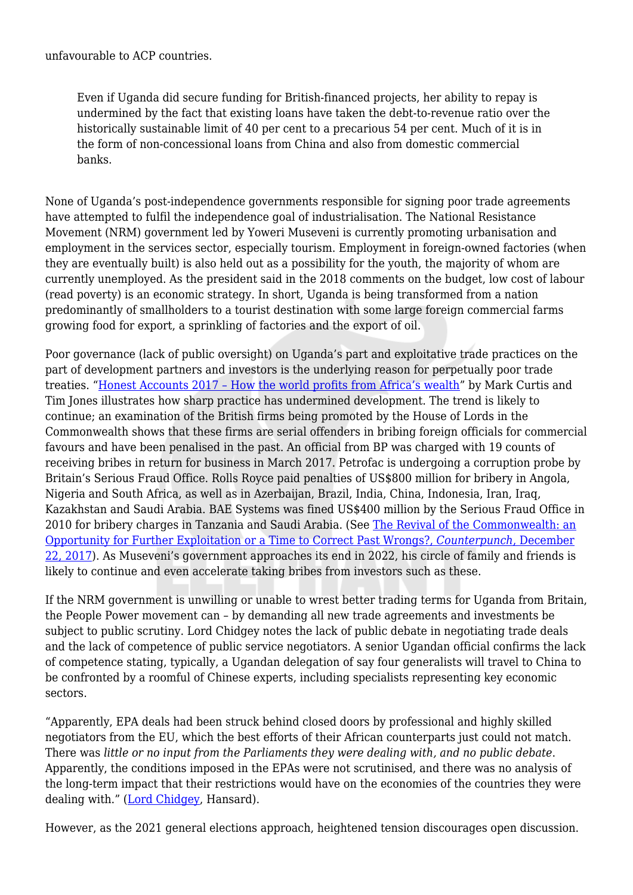unfavourable to ACP countries.

> Even if Uganda did secure funding for British-financed projects, her ability to repay is undermined by the fact that existing loans have taken the debt-to-revenue ratio over the historically sustainable limit of 40 per cent to a precarious 54 per cent. Much of it is in the form of non-concessional loans from China and also from domestic commercial banks.

None of Uganda's post-independence governments responsible for signing poor trade agreements have attempted to fulfil the independence goal of industrialisation. The National Resistance Movement (NRM) government led by Yoweri Museveni is currently promoting urbanisation and employment in the services sector, especially tourism. Employment in foreign-owned factories (when they are eventually built) is also held out as a possibility for the youth, the majority of whom are currently unemployed. As the president said in the 2018 comments on the budget, low cost of labour (read poverty) is an economic strategy. In short, Uganda is being transformed from a nation predominantly of smallholders to a tourist destination with some large foreign commercial farms growing food for export, a sprinkling of factories and the export of oil.

Poor governance (lack of public oversight) on Uganda's part and exploitative trade practices on the part of development partners and investors is the underlying reason for perpetually poor trade treaties. "[Honest Accounts 2017 – How the world profits from Africa's wealth]" by Mark Curtis and Tim Jones illustrates how sharp practice has undermined development. The trend is likely to continue; an examination of the British firms being promoted by the House of Lords in the Commonwealth shows that these firms are serial offenders in bribing foreign officials for commercial favours and have been penalised in the past. An official from BP was charged with 19 counts of receiving bribes in return for business in March 2017. Petrofac is undergoing a corruption probe by Britain's Serious Fraud Office. Rolls Royce paid penalties of US$800 million for bribery in Angola, Nigeria and South Africa, as well as in Azerbaijan, Brazil, India, China, Indonesia, Iran, Iraq, Kazakhstan and Saudi Arabia. BAE Systems was fined US$400 million by the Serious Fraud Office in 2010 for bribery charges in Tanzania and Saudi Arabia. (See [The Revival of the Commonwealth: an Opportunity for Further Exploitation or a Time to Correct Past Wrongs?, *Counterpunch*, December 22, 2017]). As Museveni's government approaches its end in 2022, his circle of family and friends is likely to continue and even accelerate taking bribes from investors such as these.

If the NRM government is unwilling or unable to wrest better trading terms for Uganda from Britain, the People Power movement can – by demanding all new trade agreements and investments be subject to public scrutiny. Lord Chidgey notes the lack of public debate in negotiating trade deals and the lack of competence of public service negotiators. A senior Ugandan official confirms the lack of competence stating, typically, a Ugandan delegation of say four generalists will travel to China to be confronted by a roomful of Chinese experts, including specialists representing key economic sectors.

"Apparently, EPA deals had been struck behind closed doors by professional and highly skilled negotiators from the EU, which the best efforts of their African counterparts just could not match. There was *little or no input from the Parliaments they were dealing with, and no public debate*. Apparently, the conditions imposed in the EPAs were not scrutinised, and there was no analysis of the long-term impact that their restrictions would have on the economies of the countries they were dealing with." ([Lord Chidgey], Hansard).

However, as the 2021 general elections approach, heightened tension discourages open discussion.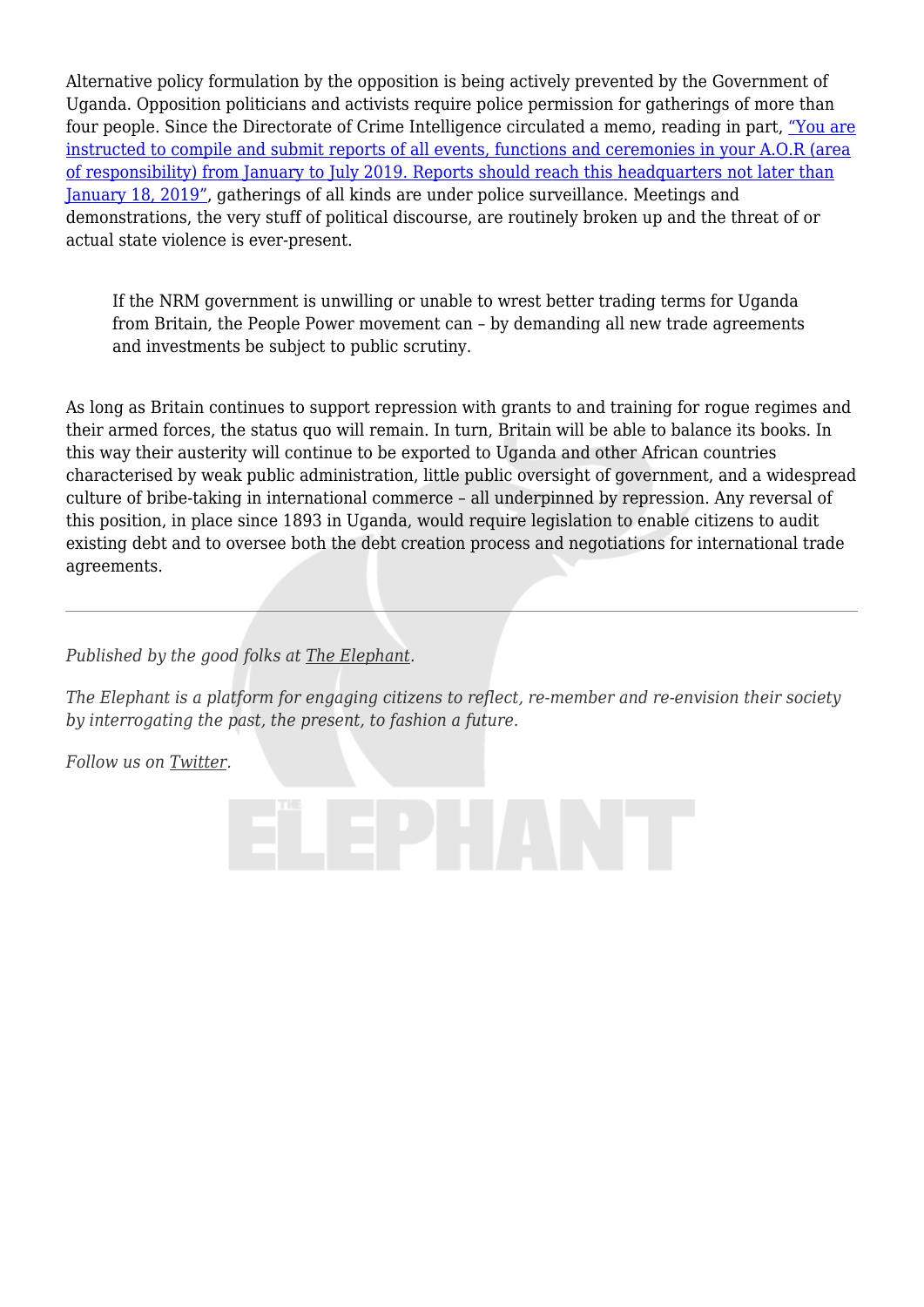Alternative policy formulation by the opposition is being actively prevented by the Government of Uganda. Opposition politicians and activists require police permission for gatherings of more than four people. Since the Directorate of Crime Intelligence circulated a memo, reading in part, "You are instructed to compile and submit reports of all events, functions and ceremonies in your A.O.R (area of responsibility) from January to July 2019. Reports should reach this headquarters not later than January 18, 2019", gatherings of all kinds are under police surveillance. Meetings and demonstrations, the very stuff of political discourse, are routinely broken up and the threat of or actual state violence is ever-present.

> If the NRM government is unwilling or unable to wrest better trading terms for Uganda from Britain, the People Power movement can – by demanding all new trade agreements and investments be subject to public scrutiny.

As long as Britain continues to support repression with grants to and training for rogue regimes and their armed forces, the status quo will remain. In turn, Britain will be able to balance its books. In this way their austerity will continue to be exported to Uganda and other African countries characterised by weak public administration, little public oversight of government, and a widespread culture of bribe-taking in international commerce – all underpinned by repression. Any reversal of this position, in place since 1893 in Uganda, would require legislation to enable citizens to audit existing debt and to oversee both the debt creation process and negotiations for international trade agreements.

---

*Published by the good folks at The Elephant.*

*The Elephant is a platform for engaging citizens to reflect, re-member and re-envision their society by interrogating the past, the present, to fashion a future.*

*Follow us on Twitter.*